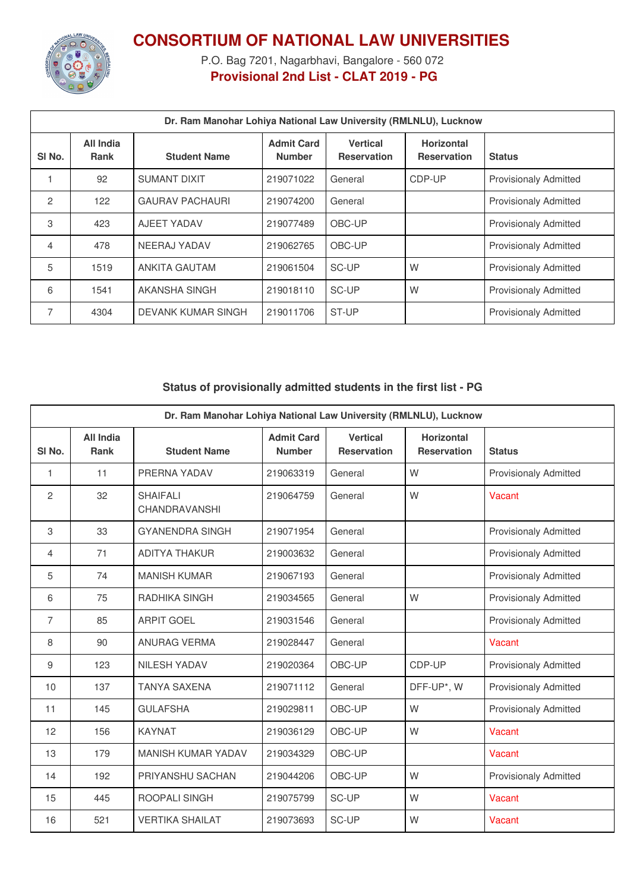# CONSORTIUM OF NATIONAL LAW UNIVERSITIES

P.O. Bag 7201, Nagarbhavi, Bangalore - 560 072

**Provisional 2nd List - CLAT 2019 - PG**

| Dr. Ram Manohar Lohiya National Law University (RMLNLU), Lucknow | | | | | | |
|---|---|---|---|---|---|---|
| Sl No. | All India Rank | Student Name | Admit Card Number | Vertical Reservation | Horizontal Reservation | Status |
| 1 | 92 | SUMANT DIXIT | 219071022 | General | CDP-UP | Provisionaly Admitted |
| 2 | 122 | GAURAV PACHAURI | 219074200 | General | | Provisionaly Admitted |
| 3 | 423 | AJEET YADAV | 219077489 | OBC-UP | | Provisionaly Admitted |
| 4 | 478 | NEERAJ YADAV | 219062765 | OBC-UP | | Provisionaly Admitted |
| 5 | 1519 | ANKITA GAUTAM | 219061504 | SC-UP | W | Provisionaly Admitted |
| 6 | 1541 | AKANSHA SINGH | 219018110 | SC-UP | W | Provisionaly Admitted |
| 7 | 4304 | DEVANK KUMAR SINGH | 219011706 | ST-UP | | Provisionaly Admitted |

## Status of provisionally admitted students in the first list - PG

| Dr. Ram Manohar Lohiya National Law University (RMLNLU), Lucknow | | | | | | |
|---|---|---|---|---|---|---|
| Sl No. | All India Rank | Student Name | Admit Card Number | Vertical Reservation | Horizontal Reservation | Status |
| 1 | 11 | PRERNA YADAV | 219063319 | General | W | Provisionaly Admitted |
| 2 | 32 | SHAIFALI CHANDRAVANSHI | 219064759 | General | W | Vacant |
| 3 | 33 | GYANENDRA SINGH | 219071954 | General | | Provisionaly Admitted |
| 4 | 71 | ADITYA THAKUR | 219003632 | General | | Provisionaly Admitted |
| 5 | 74 | MANISH KUMAR | 219067193 | General | | Provisionaly Admitted |
| 6 | 75 | RADHIKA SINGH | 219034565 | General | W | Provisionaly Admitted |
| 7 | 85 | ARPIT GOEL | 219031546 | General | | Provisionaly Admitted |
| 8 | 90 | ANURAG VERMA | 219028447 | General | | Vacant |
| 9 | 123 | NILESH YADAV | 219020364 | OBC-UP | CDP-UP | Provisionaly Admitted |
| 10 | 137 | TANYA SAXENA | 219071112 | General | DFF-UP*, W | Provisionaly Admitted |
| 11 | 145 | GULAFSHA | 219029811 | OBC-UP | W | Provisionaly Admitted |
| 12 | 156 | KAYNAT | 219036129 | OBC-UP | W | Vacant |
| 13 | 179 | MANISH KUMAR YADAV | 219034329 | OBC-UP | | Vacant |
| 14 | 192 | PRIYANSHU SACHAN | 219044206 | OBC-UP | W | Provisionaly Admitted |
| 15 | 445 | ROOPALI SINGH | 219075799 | SC-UP | W | Vacant |
| 16 | 521 | VERTIKA SHAILAT | 219073693 | SC-UP | W | Vacant |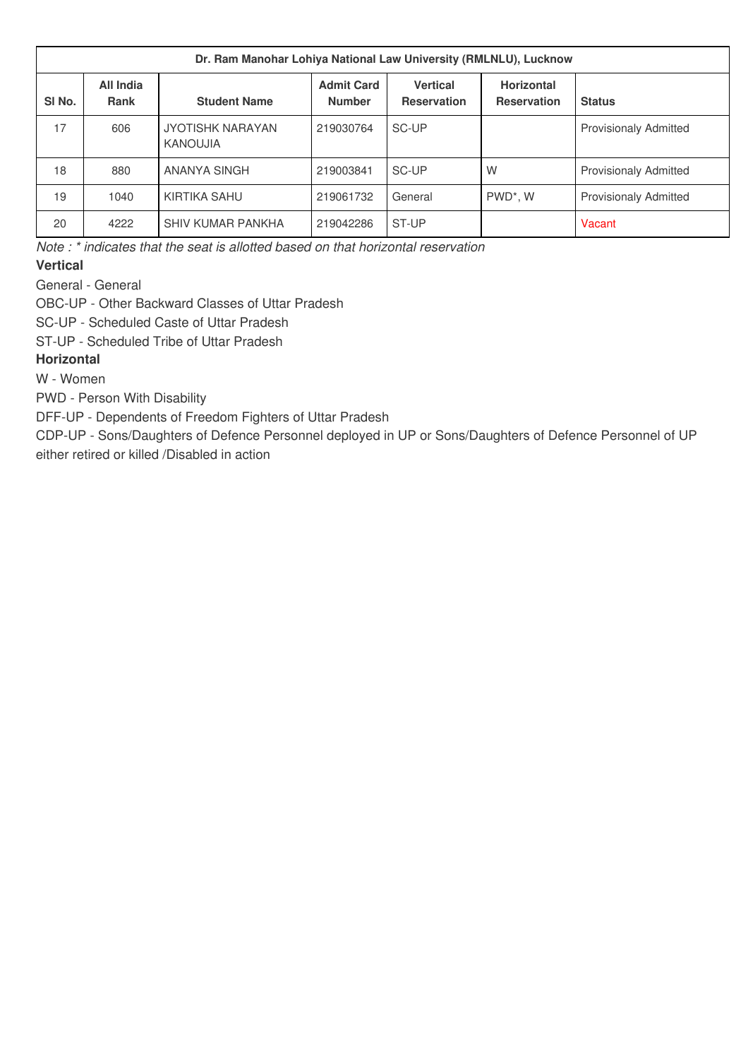| Dr. Ram Manohar Lohiya National Law University (RMLNLU), Lucknow | | | | | | |
|---|---|---|---|---|---|---|
| Sl No. | All India Rank | Student Name | Admit Card Number | Vertical Reservation | Horizontal Reservation | Status |
| 17 | 606 | JYOTISHK NARAYAN KANOUJIA | 219030764 | SC-UP | | Provisionaly Admitted |
| 18 | 880 | ANANYA SINGH | 219003841 | SC-UP | W | Provisionaly Admitted |
| 19 | 1040 | KIRTIKA SAHU | 219061732 | General | PWD*, W | Provisionaly Admitted |
| 20 | 4222 | SHIV KUMAR PANKHA | 219042286 | ST-UP | | Vacant |

*Note : * indicates that the seat is allotted based on that horizontal reservation*

**Vertical**

General - General

OBC-UP - Other Backward Classes of Uttar Pradesh

SC-UP - Scheduled Caste of Uttar Pradesh

ST-UP - Scheduled Tribe of Uttar Pradesh

**Horizontal**

W - Women

PWD - Person With Disability

DFF-UP - Dependents of Freedom Fighters of Uttar Pradesh

CDP-UP - Sons/Daughters of Defence Personnel deployed in UP or Sons/Daughters of Defence Personnel of UP either retired or killed /Disabled in action